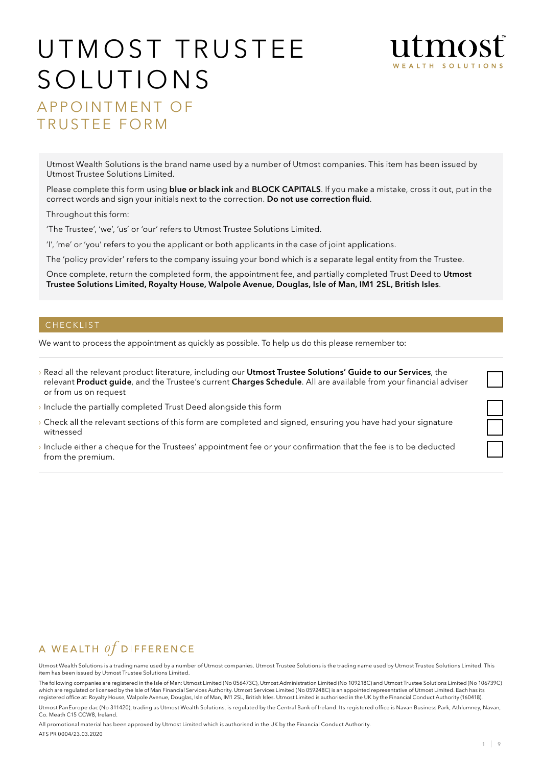# UTMOST TRUSTEE SOLUTIONS

## APPOINTMENT OF TRUSTEE FORM

Utmost Wealth Solutions is the brand name used by a number of Utmost companies. This item has been issued by Utmost Trustee Solutions Limited.

Please complete this form using **blue or black ink** and **BLOCK CAPITALS**. If you make a mistake, cross it out, put in the correct words and sign your initials next to the correction. **Do not use correction fluid**.

Throughout this form:

'The Trustee', 'we', 'us' or 'our' refers to Utmost Trustee Solutions Limited.

'I', 'me' or 'you' refers to you the applicant or both applicants in the case of joint applications.

The 'policy provider' refers to the company issuing your bond which is a separate legal entity from the Trustee.

Once complete, return the completed form, the appointment fee, and partially completed Trust Deed to **Utmost Trustee Solutions Limited, Royalty House, Walpole Avenue, Douglas, Isle of Man, IM1 2SL, British Isles**.

## CHECKLIST

We want to process the appointment as quickly as possible. To help us do this please remember to:

- Read all the relevant product literature, including our **Utmost Trustee Solutions' Guide to our Services**, the relevant **Product guide**, and the Trustee's current **Charges Schedule**. All are available from your financial adviser or from us on request ☐
- Include the partially completed Trust Deed alongside this form ☐
- Check all the relevant sections of this form are completed and signed, ensuring you have had your signature witnessed ☐
- Include either a cheque for the Trustees' appointment fee or your confirmation that the fee is to be deducted from the premium. ☐

A WEALTH *of* DIFFERENCE

Utmost Wealth Solutions is a trading name used by a number of Utmost companies. Utmost Trustee Solutions is the trading name used by Utmost Trustee Solutions Limited. This item has been issued by Utmost Trustee Solutions Limited.

The following companies are registered in the Isle of Man: Utmost Limited (No 056473C), Utmost Administration Limited (No 109218C) and Utmost Trustee Solutions Limited (No 106739C) which are regulated or licensed by the Isle of Man Financial Services Authority. Utmost Services Limited (No 059248C) is an appointed representative of Utmost Limited. Each has its registered office at: Royalty House, Walpole Avenue, Douglas, Isle of Man, IM1 2SL, British Isles. Utmost Limited is authorised in the UK by the Financial Conduct Authority (160418).

Utmost PanEurope dac (No 311420), trading as Utmost Wealth Solutions, is regulated by the Central Bank of Ireland. Its registered office is Navan Business Park, Athlumney, Navan, Co. Meath C15 CCW8, Ireland.

All promotional material has been approved by Utmost Limited which is authorised in the UK by the Financial Conduct Authority.

ATS PR 0004/23.03.2020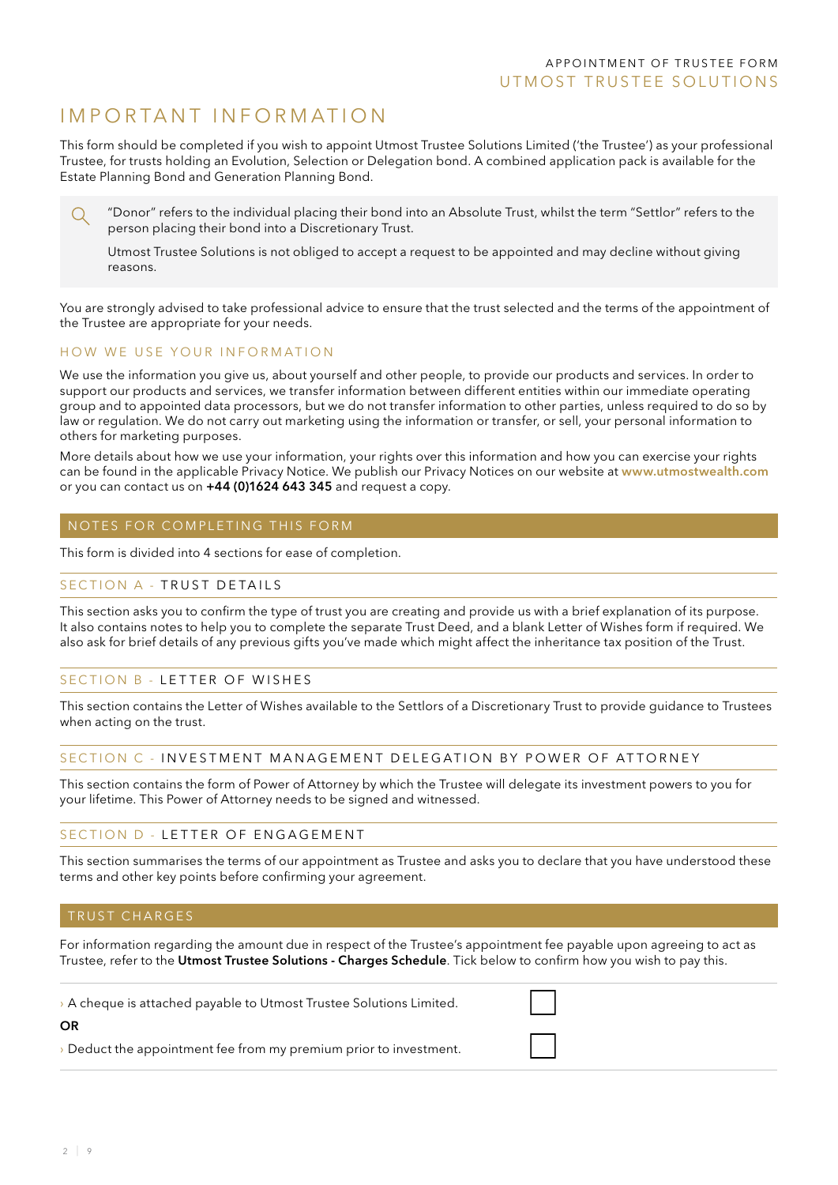# IMPORTANT INFORMATION

This form should be completed if you wish to appoint Utmost Trustee Solutions Limited ('the Trustee') as your professional Trustee, for trusts holding an Evolution, Selection or Delegation bond. A combined application pack is available for the Estate Planning Bond and Generation Planning Bond.

> "Donor" refers to the individual placing their bond into an Absolute Trust, whilst the term "Settlor" refers to the person placing their bond into a Discretionary Trust.
>
> Utmost Trustee Solutions is not obliged to accept a request to be appointed and may decline without giving reasons.

You are strongly advised to take professional advice to ensure that the trust selected and the terms of the appointment of the Trustee are appropriate for your needs.

### HOW WE USE YOUR INFORMATION

We use the information you give us, about yourself and other people, to provide our products and services. In order to support our products and services, we transfer information between different entities within our immediate operating group and to appointed data processors, but we do not transfer information to other parties, unless required to do so by law or regulation. We do not carry out marketing using the information or transfer, or sell, your personal information to others for marketing purposes.

More details about how we use your information, your rights over this information and how you can exercise your rights can be found in the applicable Privacy Notice. We publish our Privacy Notices on our website at www.utmostwealth.com or you can contact us on **+44 (0)1624 643 345** and request a copy.

## NOTES FOR COMPLETING THIS FORM

This form is divided into 4 sections for ease of completion.

### SECTION A - TRUST DETAILS

This section asks you to confirm the type of trust you are creating and provide us with a brief explanation of its purpose. It also contains notes to help you to complete the separate Trust Deed, and a blank Letter of Wishes form if required. We also ask for brief details of any previous gifts you've made which might affect the inheritance tax position of the Trust.

### SECTION B - LETTER OF WISHES

This section contains the Letter of Wishes available to the Settlors of a Discretionary Trust to provide guidance to Trustees when acting on the trust.

### SECTION C - INVESTMENT MANAGEMENT DELEGATION BY POWER OF ATTORNEY

This section contains the form of Power of Attorney by which the Trustee will delegate its investment powers to you for your lifetime. This Power of Attorney needs to be signed and witnessed.

### SECTION D - LETTER OF ENGAGEMENT

This section summarises the terms of our appointment as Trustee and asks you to declare that you have understood these terms and other key points before confirming your agreement.

## TRUST CHARGES

For information regarding the amount due in respect of the Trustee's appointment fee payable upon agreeing to act as Trustee, refer to the **Utmost Trustee Solutions - Charges Schedule**. Tick below to confirm how you wish to pay this.

› A cheque is attached payable to Utmost Trustee Solutions Limited. ☐

**OR**

› Deduct the appointment fee from my premium prior to investment. ☐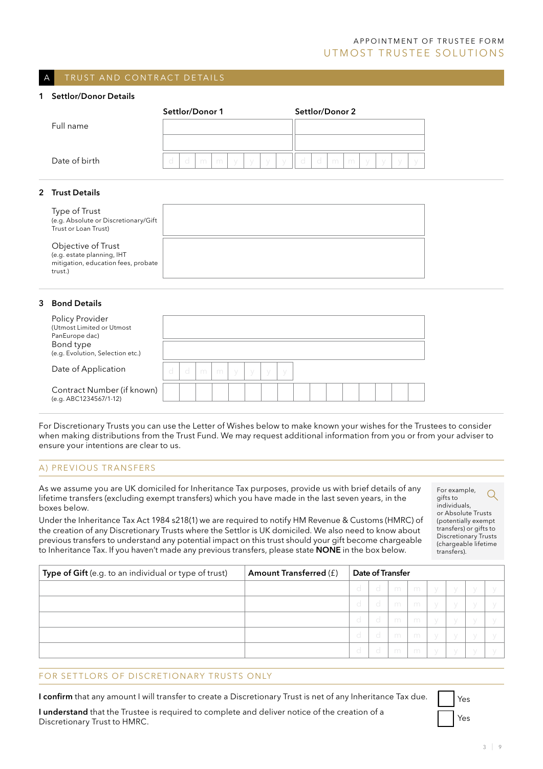## A TRUST AND CONTRACT DETAILS

### 1 Settlor/Donor Details

| | Settlor/Donor 1 | Settlor/Donor 2 |
|---|---|---|
| Full name | | |
| Date of birth | d d m m y y y y | d d m m y y y y |

### 2 Trust Details

| | |
|---|---|
| Type of Trust (e.g. Absolute or Discretionary/Gift Trust or Loan Trust) | |
| Objective of Trust (e.g. estate planning, IHT mitigation, education fees, probate trust.) | |

### 3 Bond Details

| | |
|---|---|
| Policy Provider (Utmost Limited or Utmost PanEurope dac) | |
| Bond type (e.g. Evolution, Selection etc.) | |
| Date of Application | d d m m y y y y |
| Contract Number (if known) (e.g. ABC1234567/1-12) | |

For Discretionary Trusts you can use the Letter of Wishes below to make known your wishes for the Trustees to consider when making distributions from the Trust Fund. We may request additional information from you or from your adviser to ensure your intentions are clear to us.

### A) PREVIOUS TRANSFERS

As we assume you are UK domiciled for Inheritance Tax purposes, provide us with brief details of any lifetime transfers (excluding exempt transfers) which you have made in the last seven years, in the boxes below.

Under the Inheritance Tax Act 1984 s218(1) we are required to notify HM Revenue & Customs (HMRC) of the creation of any Discretionary Trusts where the Settlor is UK domiciled. We also need to know about previous transfers to understand any potential impact on this trust should your gift become chargeable to Inheritance Tax. If you haven't made any previous transfers, please state **NONE** in the box below.

For example, gifts to individuals, or Absolute Trusts (potentially exempt transfers) or gifts to Discretionary Trusts (chargeable lifetime transfers).

| **Type of Gift** (e.g. to an individual or type of trust) | **Amount Transferred** (£) | **Date of Transfer** |
|---|---|---|
| | | d d m m y y y y |
| | | d d m m y y y y |
| | | d d m m y y y y |
| | | d d m m y y y y |
| | | d d m m y y y y |

### FOR SETTLORS OF DISCRETIONARY TRUSTS ONLY

**I confirm** that any amount I will transfer to create a Discretionary Trust is net of any Inheritance Tax due. ☐ Yes

**I understand** that the Trustee is required to complete and deliver notice of the creation of a Discretionary Trust to HMRC. ☐ Yes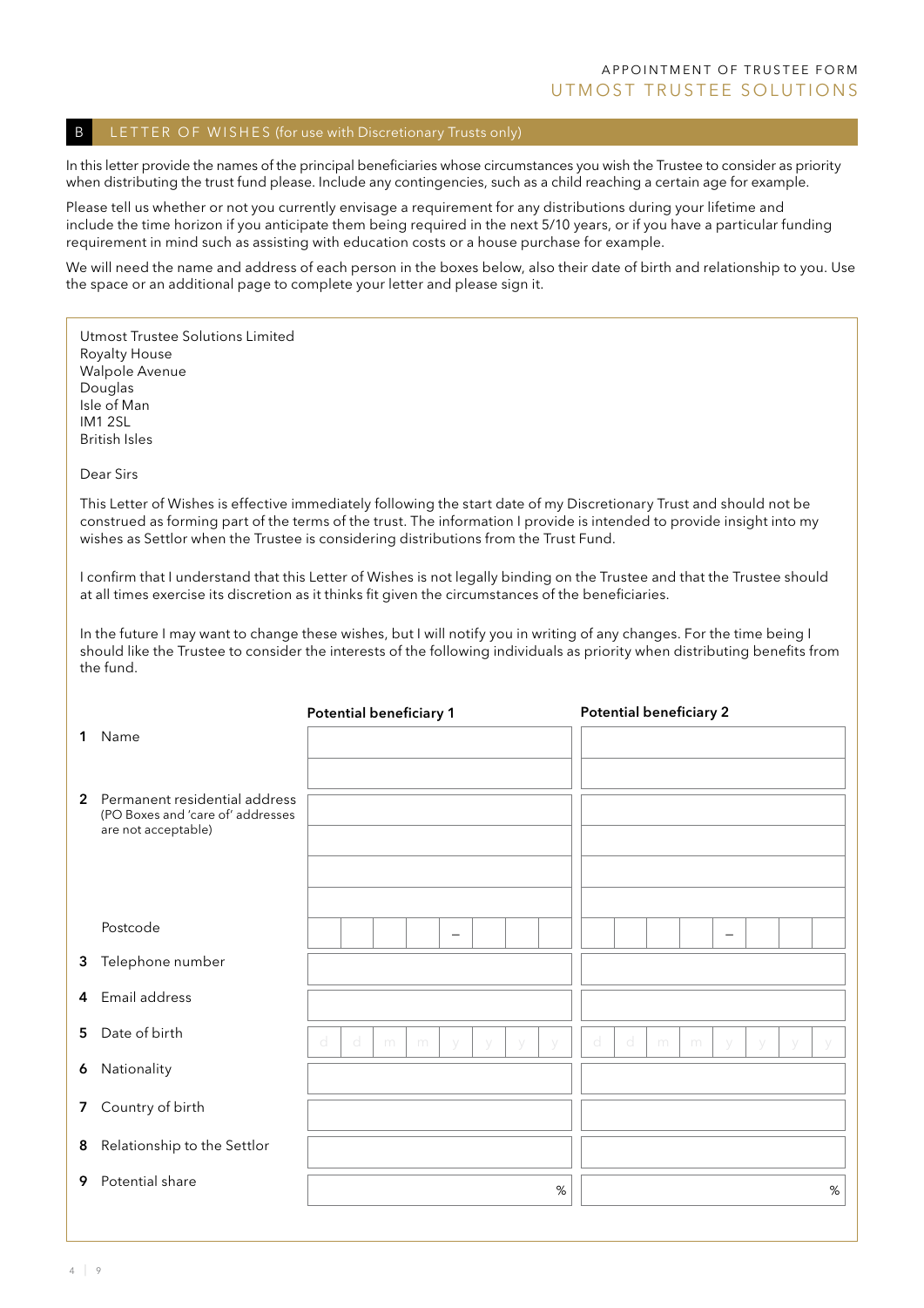## B LETTER OF WISHES (for use with Discretionary Trusts only)

In this letter provide the names of the principal beneficiaries whose circumstances you wish the Trustee to consider as priority when distributing the trust fund please. Include any contingencies, such as a child reaching a certain age for example.

Please tell us whether or not you currently envisage a requirement for any distributions during your lifetime and include the time horizon if you anticipate them being required in the next 5/10 years, or if you have a particular funding requirement in mind such as assisting with education costs or a house purchase for example.

We will need the name and address of each person in the boxes below, also their date of birth and relationship to you. Use the space or an additional page to complete your letter and please sign it.

Utmost Trustee Solutions Limited
Royalty House
Walpole Avenue
Douglas
Isle of Man
IM1 2SL
British Isles

Dear Sirs

This Letter of Wishes is effective immediately following the start date of my Discretionary Trust and should not be construed as forming part of the terms of the trust. The information I provide is intended to provide insight into my wishes as Settlor when the Trustee is considering distributions from the Trust Fund.

I confirm that I understand that this Letter of Wishes is not legally binding on the Trustee and that the Trustee should at all times exercise its discretion as it thinks fit given the circumstances of the beneficiaries.

In the future I may want to change these wishes, but I will notify you in writing of any changes. For the time being I should like the Trustee to consider the interests of the following individuals as priority when distributing benefits from the fund.

| | | Potential beneficiary 1 | Potential beneficiary 2 |
|---|---|---|---|
| 1 | Name | | |
| 2 | Permanent residential address (PO Boxes and 'care of' addresses are not acceptable) | | |
| | Postcode | – | – |
| 3 | Telephone number | | |
| 4 | Email address | | |
| 5 | Date of birth | d d m m y y y y | d d m m y y y y |
| 6 | Nationality | | |
| 7 | Country of birth | | |
| 8 | Relationship to the Settlor | | |
| 9 | Potential share | % | % |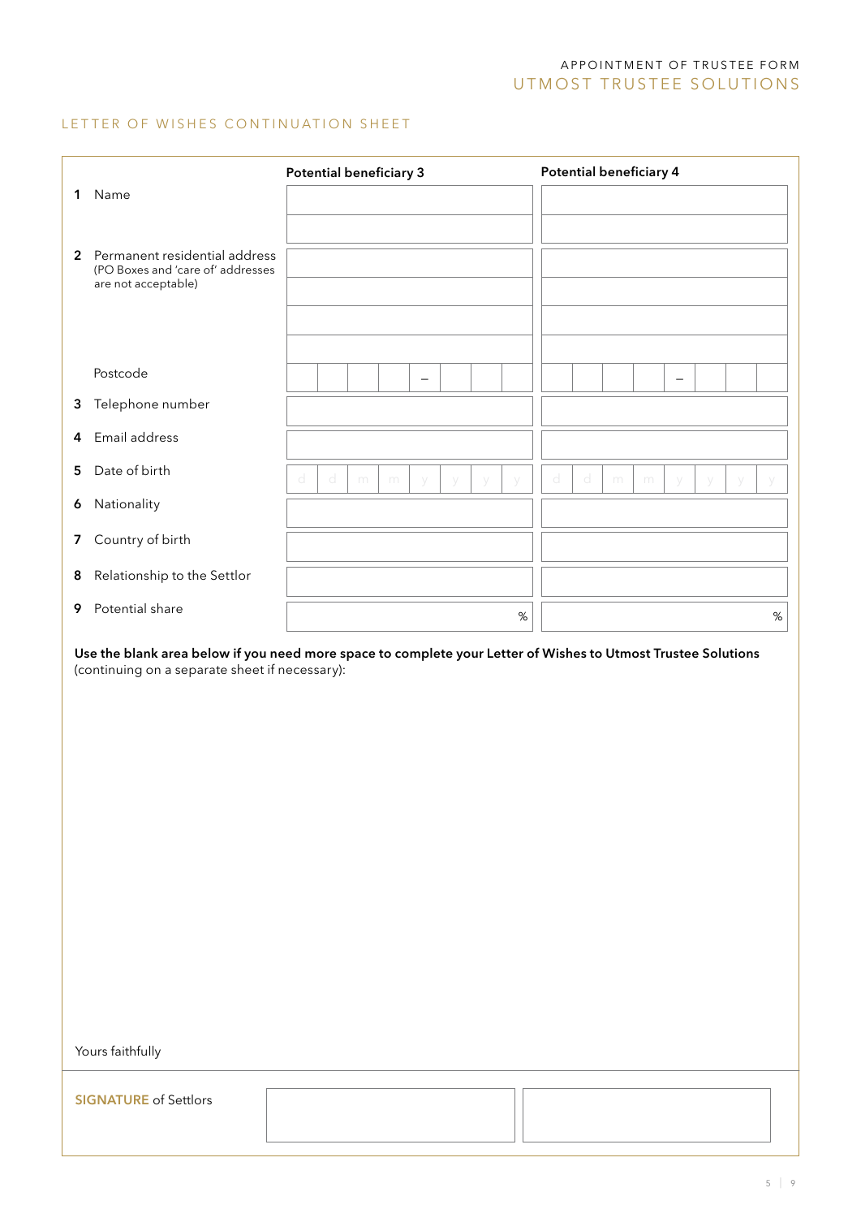APPOINTMENT OF TRUSTEE FORM
UTMOST TRUSTEE SOLUTIONS

## LETTER OF WISHES CONTINUATION SHEET

| | | Potential beneficiary 3 | Potential beneficiary 4 |
|---|---|---|---|
| 1 | Name | | |
| 2 | Permanent residential address (PO Boxes and 'care of' addresses are not acceptable) | | |
| | Postcode | – | – |
| 3 | Telephone number | | |
| 4 | Email address | | |
| 5 | Date of birth | d d m m y y y y | d d m m y y y y |
| 6 | Nationality | | |
| 7 | Country of birth | | |
| 8 | Relationship to the Settlor | | |
| 9 | Potential share | % | % |

**Use the blank area below if you need more space to complete your Letter of Wishes to Utmost Trustee Solutions** (continuing on a separate sheet if necessary):

Yours faithfully

**SIGNATURE** of Settlors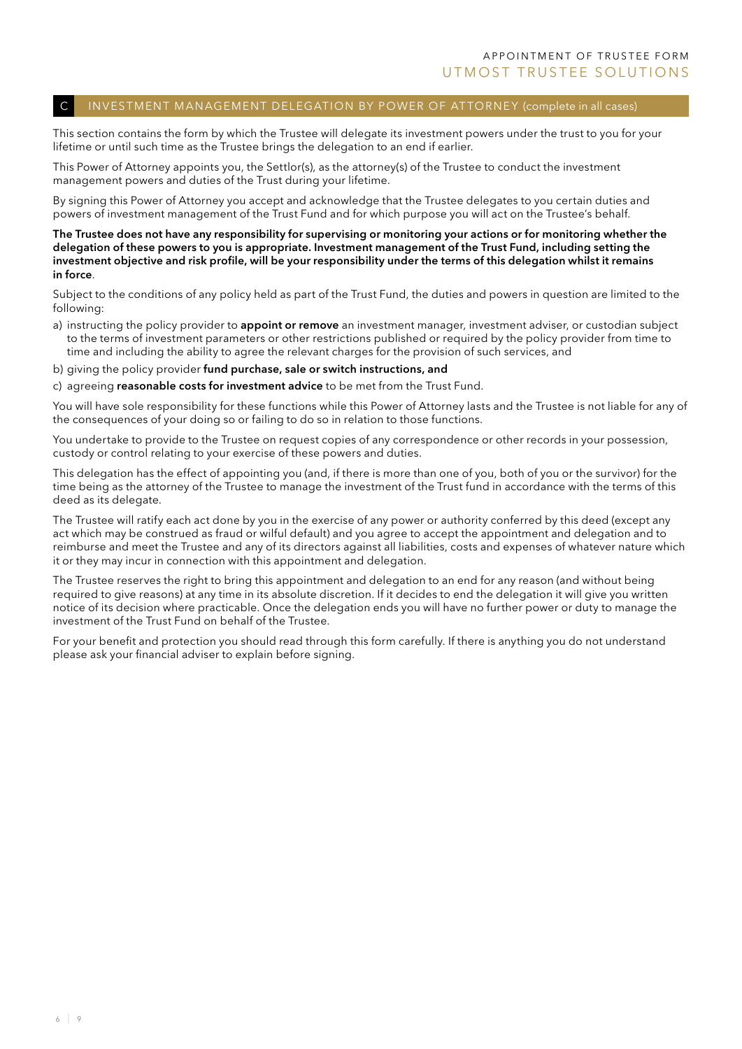## C INVESTMENT MANAGEMENT DELEGATION BY POWER OF ATTORNEY (complete in all cases)

This section contains the form by which the Trustee will delegate its investment powers under the trust to you for your lifetime or until such time as the Trustee brings the delegation to an end if earlier.

This Power of Attorney appoints you, the Settlor(s), as the attorney(s) of the Trustee to conduct the investment management powers and duties of the Trust during your lifetime.

By signing this Power of Attorney you accept and acknowledge that the Trustee delegates to you certain duties and powers of investment management of the Trust Fund and for which purpose you will act on the Trustee's behalf.

**The Trustee does not have any responsibility for supervising or monitoring your actions or for monitoring whether the delegation of these powers to you is appropriate. Investment management of the Trust Fund, including setting the investment objective and risk profile, will be your responsibility under the terms of this delegation whilst it remains in force**.

Subject to the conditions of any policy held as part of the Trust Fund, the duties and powers in question are limited to the following:

a) instructing the policy provider to **appoint or remove** an investment manager, investment adviser, or custodian subject to the terms of investment parameters or other restrictions published or required by the policy provider from time to time and including the ability to agree the relevant charges for the provision of such services, and

b) giving the policy provider **fund purchase, sale or switch instructions, and**

c) agreeing **reasonable costs for investment advice** to be met from the Trust Fund.

You will have sole responsibility for these functions while this Power of Attorney lasts and the Trustee is not liable for any of the consequences of your doing so or failing to do so in relation to those functions.

You undertake to provide to the Trustee on request copies of any correspondence or other records in your possession, custody or control relating to your exercise of these powers and duties.

This delegation has the effect of appointing you (and, if there is more than one of you, both of you or the survivor) for the time being as the attorney of the Trustee to manage the investment of the Trust fund in accordance with the terms of this deed as its delegate.

The Trustee will ratify each act done by you in the exercise of any power or authority conferred by this deed (except any act which may be construed as fraud or wilful default) and you agree to accept the appointment and delegation and to reimburse and meet the Trustee and any of its directors against all liabilities, costs and expenses of whatever nature which it or they may incur in connection with this appointment and delegation.

The Trustee reserves the right to bring this appointment and delegation to an end for any reason (and without being required to give reasons) at any time in its absolute discretion. If it decides to end the delegation it will give you written notice of its decision where practicable. Once the delegation ends you will have no further power or duty to manage the investment of the Trust Fund on behalf of the Trustee.

For your benefit and protection you should read through this form carefully. If there is anything you do not understand please ask your financial adviser to explain before signing.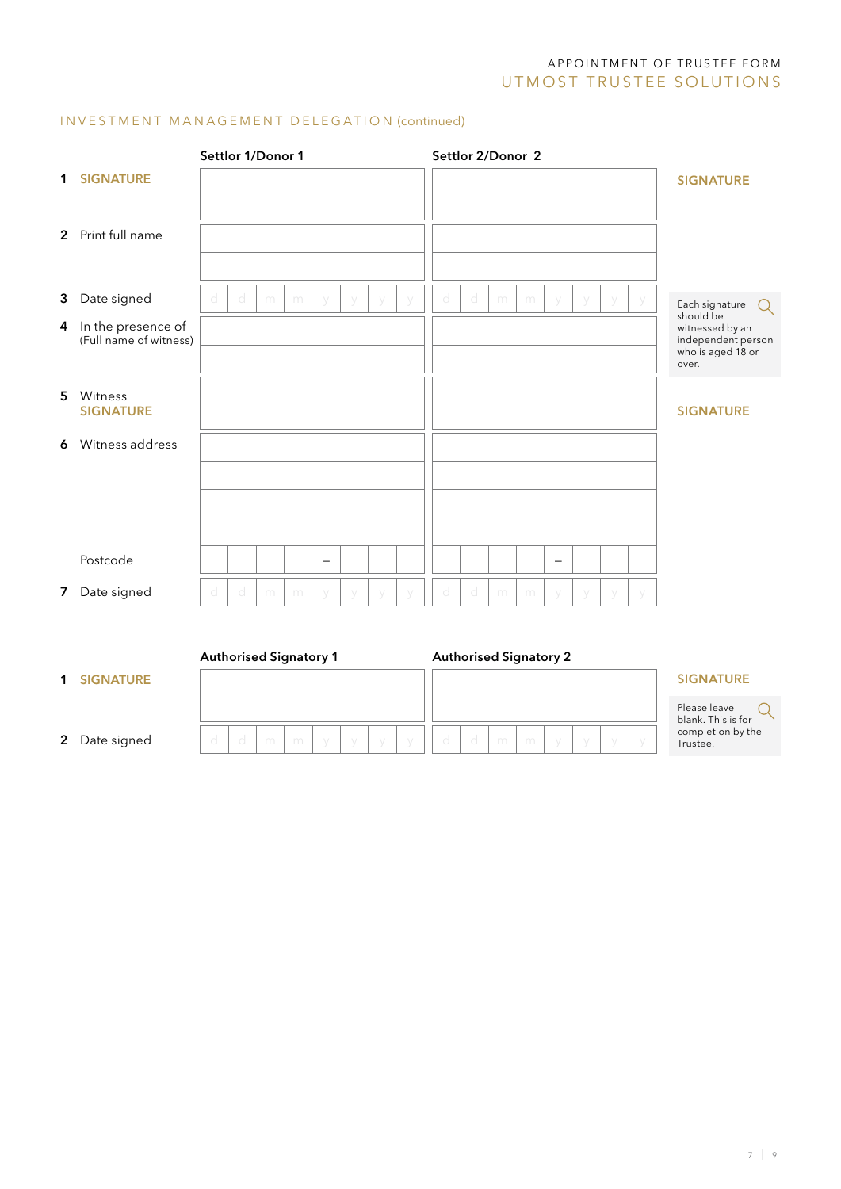## INVESTMENT MANAGEMENT DELEGATION (continued)

| | Settlor 1/Donor 1 | Settlor 2/Donor 2 | |
|---|---|---|---|
| 1 **SIGNATURE** | | | **SIGNATURE** |
| 2 Print full name | | | |
| 3 Date signed | d d m m y y y y | d d m m y y y y | Each signature should be witnessed by an independent person who is aged 18 or over. |
| 4 In the presence of (Full name of witness) | | | |
| 5 Witness **SIGNATURE** | | | **SIGNATURE** |
| 6 Witness address | | | |
| Postcode | – | – | |
| 7 Date signed | d d m m y y y y | d d m m y y y y | |

| | Authorised Signatory 1 | Authorised Signatory 2 | |
|---|---|---|---|
| 1 **SIGNATURE** | | | **SIGNATURE** |
| 2 Date signed | d d m m y y y y | d d m m y y y y | Please leave blank. This is for completion by the Trustee. |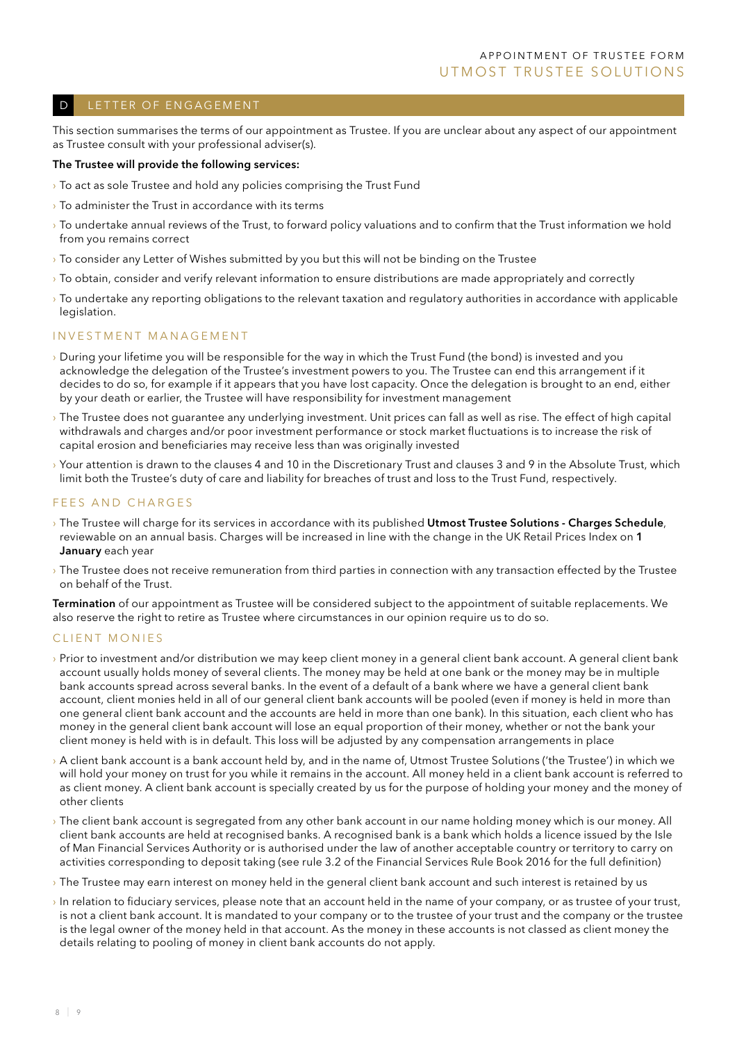## D LETTER OF ENGAGEMENT

This section summarises the terms of our appointment as Trustee. If you are unclear about any aspect of our appointment as Trustee consult with your professional adviser(s).

**The Trustee will provide the following services:**

- To act as sole Trustee and hold any policies comprising the Trust Fund
- To administer the Trust in accordance with its terms
- To undertake annual reviews of the Trust, to forward policy valuations and to confirm that the Trust information we hold from you remains correct
- To consider any Letter of Wishes submitted by you but this will not be binding on the Trustee
- To obtain, consider and verify relevant information to ensure distributions are made appropriately and correctly
- To undertake any reporting obligations to the relevant taxation and regulatory authorities in accordance with applicable legislation.

### INVESTMENT MANAGEMENT

- During your lifetime you will be responsible for the way in which the Trust Fund (the bond) is invested and you acknowledge the delegation of the Trustee's investment powers to you. The Trustee can end this arrangement if it decides to do so, for example if it appears that you have lost capacity. Once the delegation is brought to an end, either by your death or earlier, the Trustee will have responsibility for investment management
- The Trustee does not guarantee any underlying investment. Unit prices can fall as well as rise. The effect of high capital withdrawals and charges and/or poor investment performance or stock market fluctuations is to increase the risk of capital erosion and beneficiaries may receive less than was originally invested
- Your attention is drawn to the clauses 4 and 10 in the Discretionary Trust and clauses 3 and 9 in the Absolute Trust, which limit both the Trustee's duty of care and liability for breaches of trust and loss to the Trust Fund, respectively.

### FEES AND CHARGES

- The Trustee will charge for its services in accordance with its published **Utmost Trustee Solutions - Charges Schedule**, reviewable on an annual basis. Charges will be increased in line with the change in the UK Retail Prices Index on **1 January** each year
- The Trustee does not receive remuneration from third parties in connection with any transaction effected by the Trustee on behalf of the Trust.

**Termination** of our appointment as Trustee will be considered subject to the appointment of suitable replacements. We also reserve the right to retire as Trustee where circumstances in our opinion require us to do so.

### CLIENT MONIES

- Prior to investment and/or distribution we may keep client money in a general client bank account. A general client bank account usually holds money of several clients. The money may be held at one bank or the money may be in multiple bank accounts spread across several banks. In the event of a default of a bank where we have a general client bank account, client monies held in all of our general client bank accounts will be pooled (even if money is held in more than one general client bank account and the accounts are held in more than one bank). In this situation, each client who has money in the general client bank account will lose an equal proportion of their money, whether or not the bank your client money is held with is in default. This loss will be adjusted by any compensation arrangements in place
- A client bank account is a bank account held by, and in the name of, Utmost Trustee Solutions ('the Trustee') in which we will hold your money on trust for you while it remains in the account. All money held in a client bank account is referred to as client money. A client bank account is specially created by us for the purpose of holding your money and the money of other clients
- The client bank account is segregated from any other bank account in our name holding money which is our money. All client bank accounts are held at recognised banks. A recognised bank is a bank which holds a licence issued by the Isle of Man Financial Services Authority or is authorised under the law of another acceptable country or territory to carry on activities corresponding to deposit taking (see rule 3.2 of the Financial Services Rule Book 2016 for the full definition)
- The Trustee may earn interest on money held in the general client bank account and such interest is retained by us
- In relation to fiduciary services, please note that an account held in the name of your company, or as trustee of your trust, is not a client bank account. It is mandated to your company or to the trustee of your trust and the company or the trustee is the legal owner of the money held in that account. As the money in these accounts is not classed as client money the details relating to pooling of money in client bank accounts do not apply.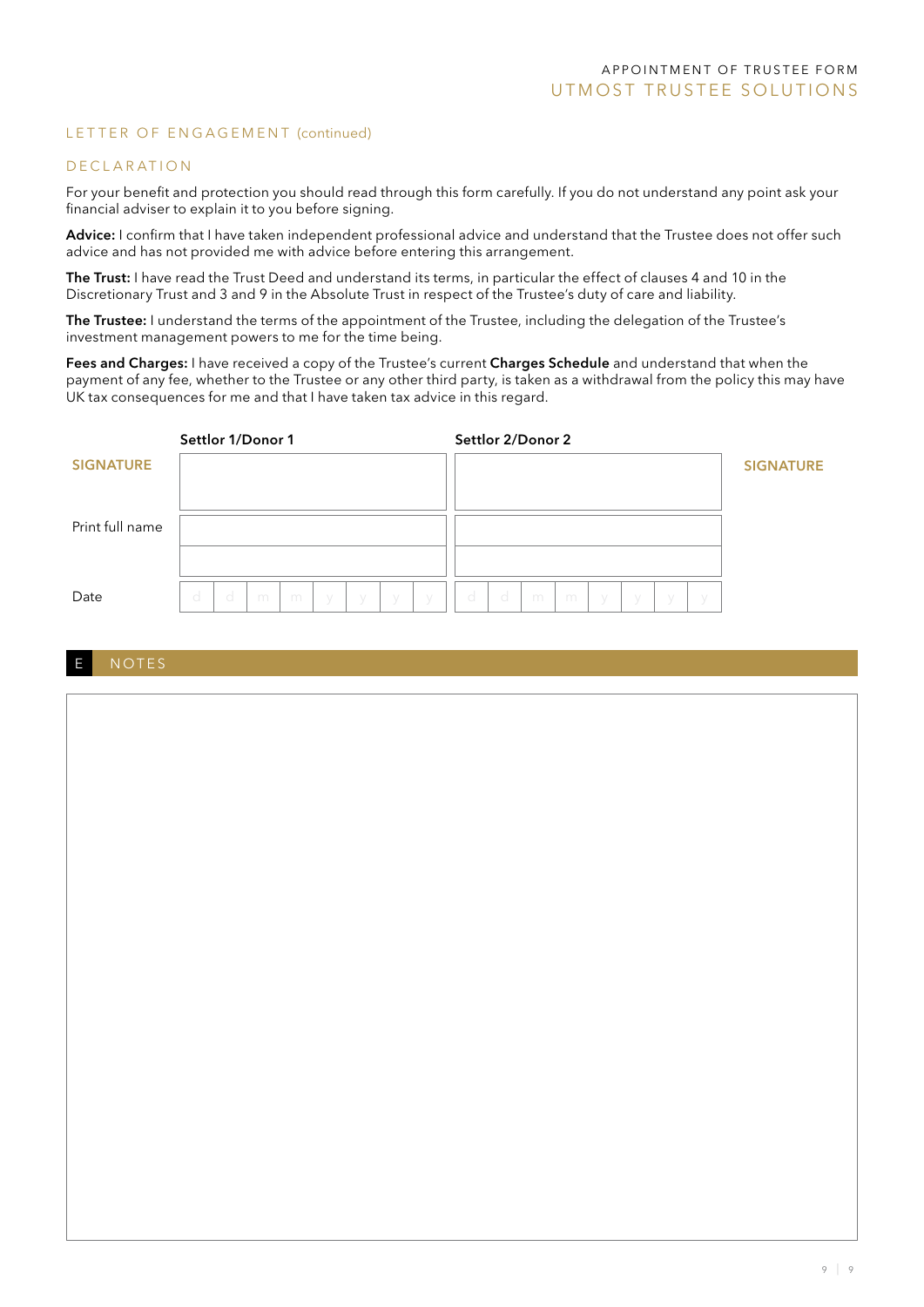## LETTER OF ENGAGEMENT (continued)

### DECLARATION

For your benefit and protection you should read through this form carefully. If you do not understand any point ask your financial adviser to explain it to you before signing.

**Advice:** I confirm that I have taken independent professional advice and understand that the Trustee does not offer such advice and has not provided me with advice before entering this arrangement.

**The Trust:** I have read the Trust Deed and understand its terms, in particular the effect of clauses 4 and 10 in the Discretionary Trust and 3 and 9 in the Absolute Trust in respect of the Trustee's duty of care and liability.

**The Trustee:** I understand the terms of the appointment of the Trustee, including the delegation of the Trustee's investment management powers to me for the time being.

**Fees and Charges:** I have received a copy of the Trustee's current **Charges Schedule** and understand that when the payment of any fee, whether to the Trustee or any other third party, is taken as a withdrawal from the policy this may have UK tax consequences for me and that I have taken tax advice in this regard.

| | Settlor 1/Donor 1 | Settlor 2/Donor 2 | |
|---|---|---|---|
| SIGNATURE | | | SIGNATURE |
| Print full name | | | |
| | | | |
| Date | d d m m y y y y | d d m m y y y y | |

## E NOTES